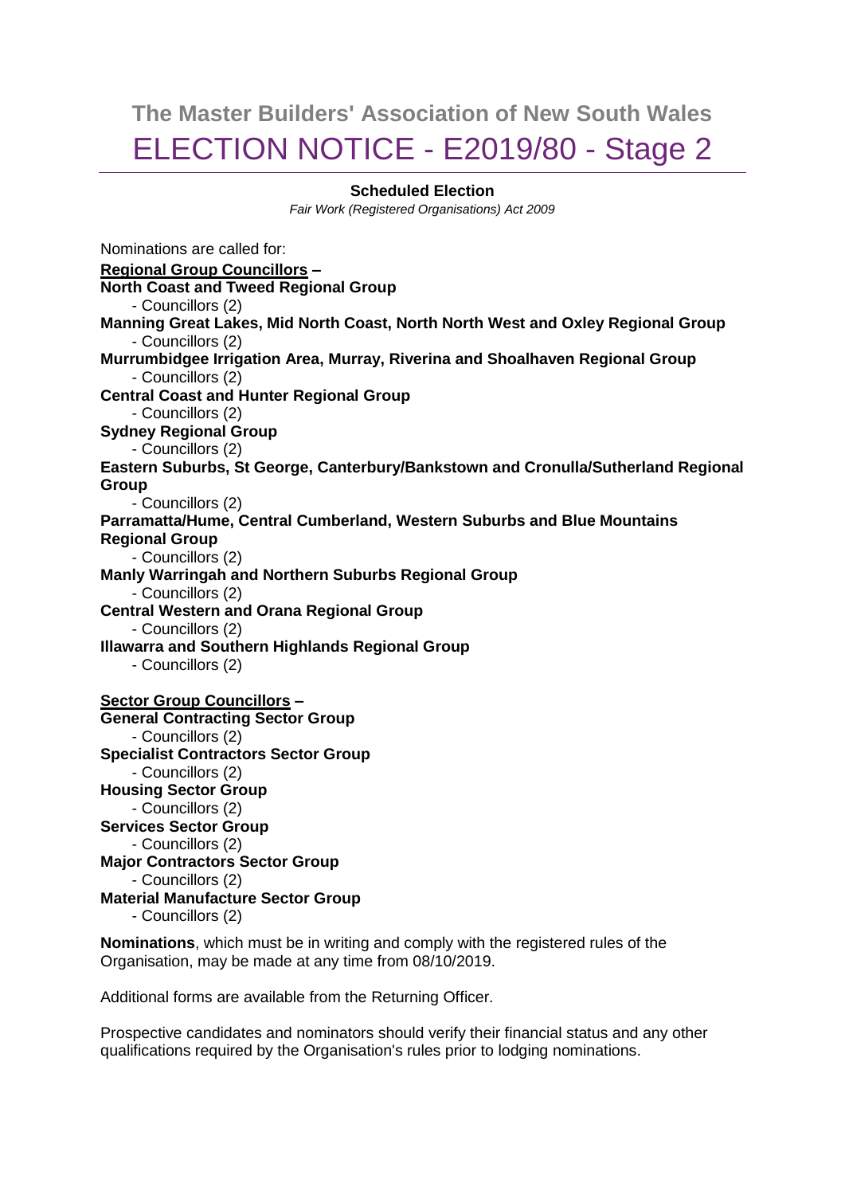# The Master Builders' Association of New South Wales

## ELECTION NOTICE - E2019/80 - Stage 2

**Scheduled Election**

*Fair Work (Registered Organisations) Act 2009*

Nominations are called for:

**Regional Group Councillors –**

**North Coast and Tweed Regional Group**
- Councillors (2)

**Manning Great Lakes, Mid North Coast, North North West and Oxley Regional Group**
- Councillors (2)

**Murrumbidgee Irrigation Area, Murray, Riverina and Shoalhaven Regional Group**
- Councillors (2)

**Central Coast and Hunter Regional Group**
- Councillors (2)

**Sydney Regional Group**
- Councillors (2)

**Eastern Suburbs, St George, Canterbury/Bankstown and Cronulla/Sutherland Regional Group**
- Councillors (2)

**Parramatta/Hume, Central Cumberland, Western Suburbs and Blue Mountains Regional Group**
- Councillors (2)

**Manly Warringah and Northern Suburbs Regional Group**
- Councillors (2)

**Central Western and Orana Regional Group**
- Councillors (2)

**Illawarra and Southern Highlands Regional Group**
- Councillors (2)

**Sector Group Councillors –**

**General Contracting Sector Group**
- Councillors (2)

**Specialist Contractors Sector Group**
- Councillors (2)

**Housing Sector Group**
- Councillors (2)

**Services Sector Group**
- Councillors (2)

**Major Contractors Sector Group**
- Councillors (2)

**Material Manufacture Sector Group**
- Councillors (2)

**Nominations**, which must be in writing and comply with the registered rules of the Organisation, may be made at any time from 08/10/2019.

Additional forms are available from the Returning Officer.

Prospective candidates and nominators should verify their financial status and any other qualifications required by the Organisation's rules prior to lodging nominations.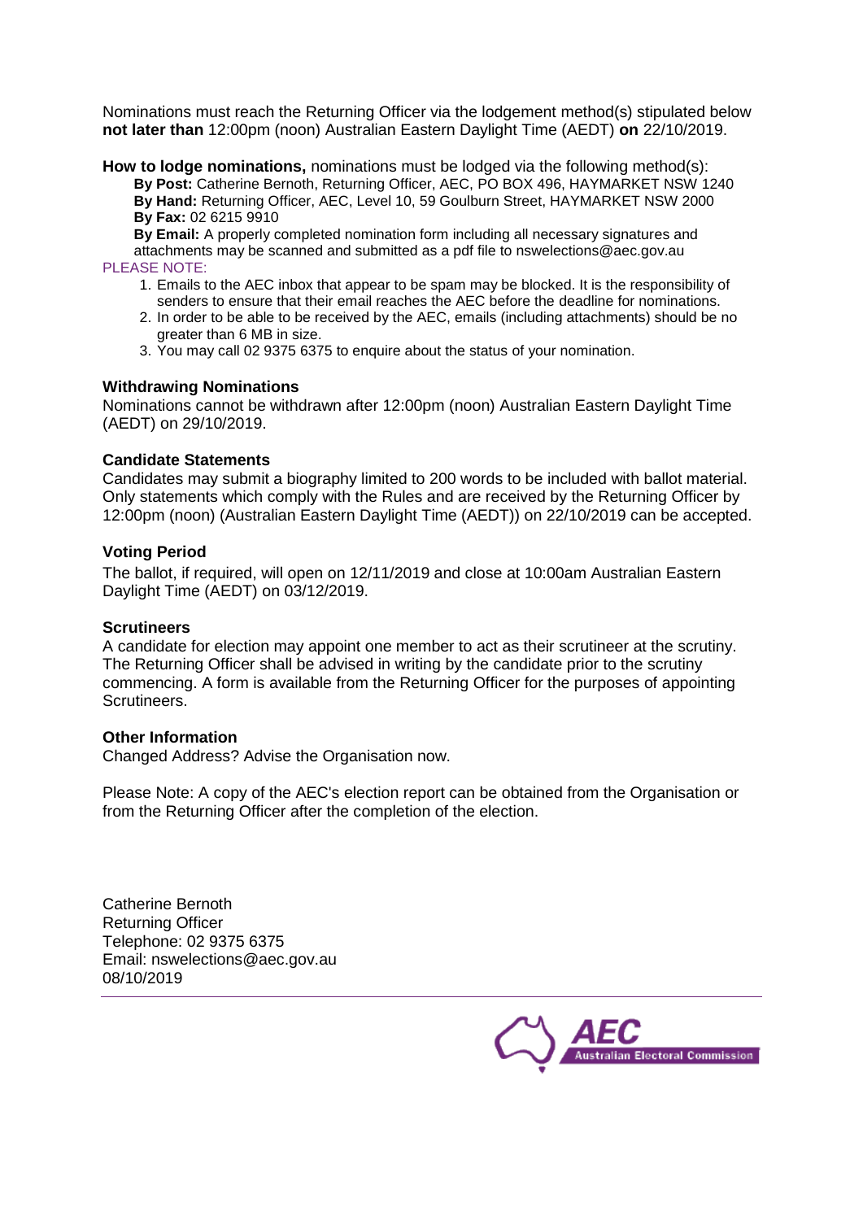Nominations must reach the Returning Officer via the lodgement method(s) stipulated below **not later than** 12:00pm (noon) Australian Eastern Daylight Time (AEDT) **on** 22/10/2019.

**How to lodge nominations,** nominations must be lodged via the following method(s):

**By Post:** Catherine Bernoth, Returning Officer, AEC, PO BOX 496, HAYMARKET NSW 1240
**By Hand:** Returning Officer, AEC, Level 10, 59 Goulburn Street, HAYMARKET NSW 2000
**By Fax:** 02 6215 9910
**By Email:** A properly completed nomination form including all necessary signatures and attachments may be scanned and submitted as a pdf file to nswelections@aec.gov.au

PLEASE NOTE:

1. Emails to the AEC inbox that appear to be spam may be blocked. It is the responsibility of senders to ensure that their email reaches the AEC before the deadline for nominations.
2. In order to be able to be received by the AEC, emails (including attachments) should be no greater than 6 MB in size.
3. You may call 02 9375 6375 to enquire about the status of your nomination.

**Withdrawing Nominations**

Nominations cannot be withdrawn after 12:00pm (noon) Australian Eastern Daylight Time (AEDT) on 29/10/2019.

**Candidate Statements**

Candidates may submit a biography limited to 200 words to be included with ballot material. Only statements which comply with the Rules and are received by the Returning Officer by 12:00pm (noon) (Australian Eastern Daylight Time (AEDT)) on 22/10/2019 can be accepted.

**Voting Period**

The ballot, if required, will open on 12/11/2019 and close at 10:00am Australian Eastern Daylight Time (AEDT) on 03/12/2019.

**Scrutineers**

A candidate for election may appoint one member to act as their scrutineer at the scrutiny. The Returning Officer shall be advised in writing by the candidate prior to the scrutiny commencing. A form is available from the Returning Officer for the purposes of appointing Scrutineers.

**Other Information**

Changed Address? Advise the Organisation now.

Please Note: A copy of the AEC's election report can be obtained from the Organisation or from the Returning Officer after the completion of the election.

Catherine Bernoth
Returning Officer
Telephone: 02 9375 6375
Email: nswelections@aec.gov.au
08/10/2019

AEC Australian Electoral Commission